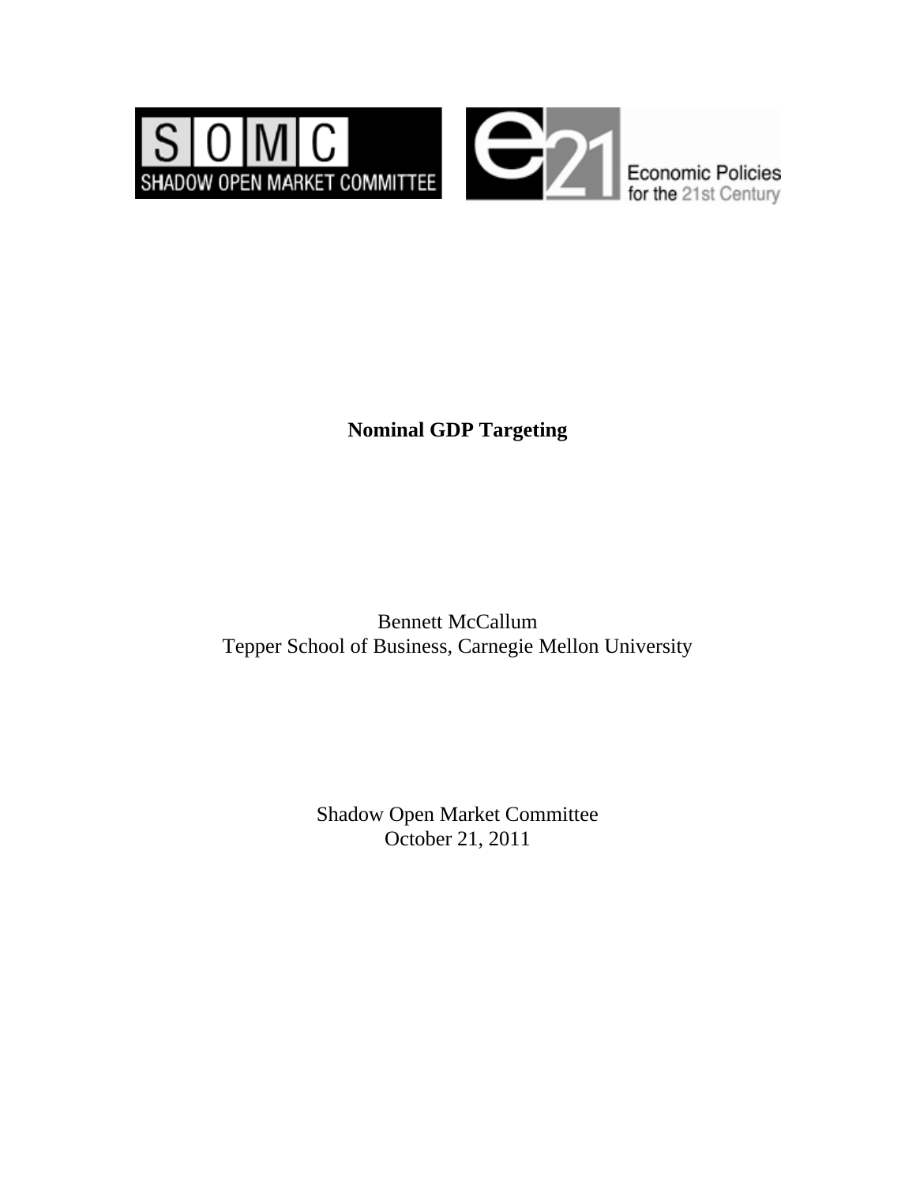SOMC
SHADOW OPEN MARKET COMMITTEE

e21 Economic Policies for the 21st Century

# Nominal GDP Targeting

Bennett McCallum
Tepper School of Business, Carnegie Mellon University

Shadow Open Market Committee
October 21, 2011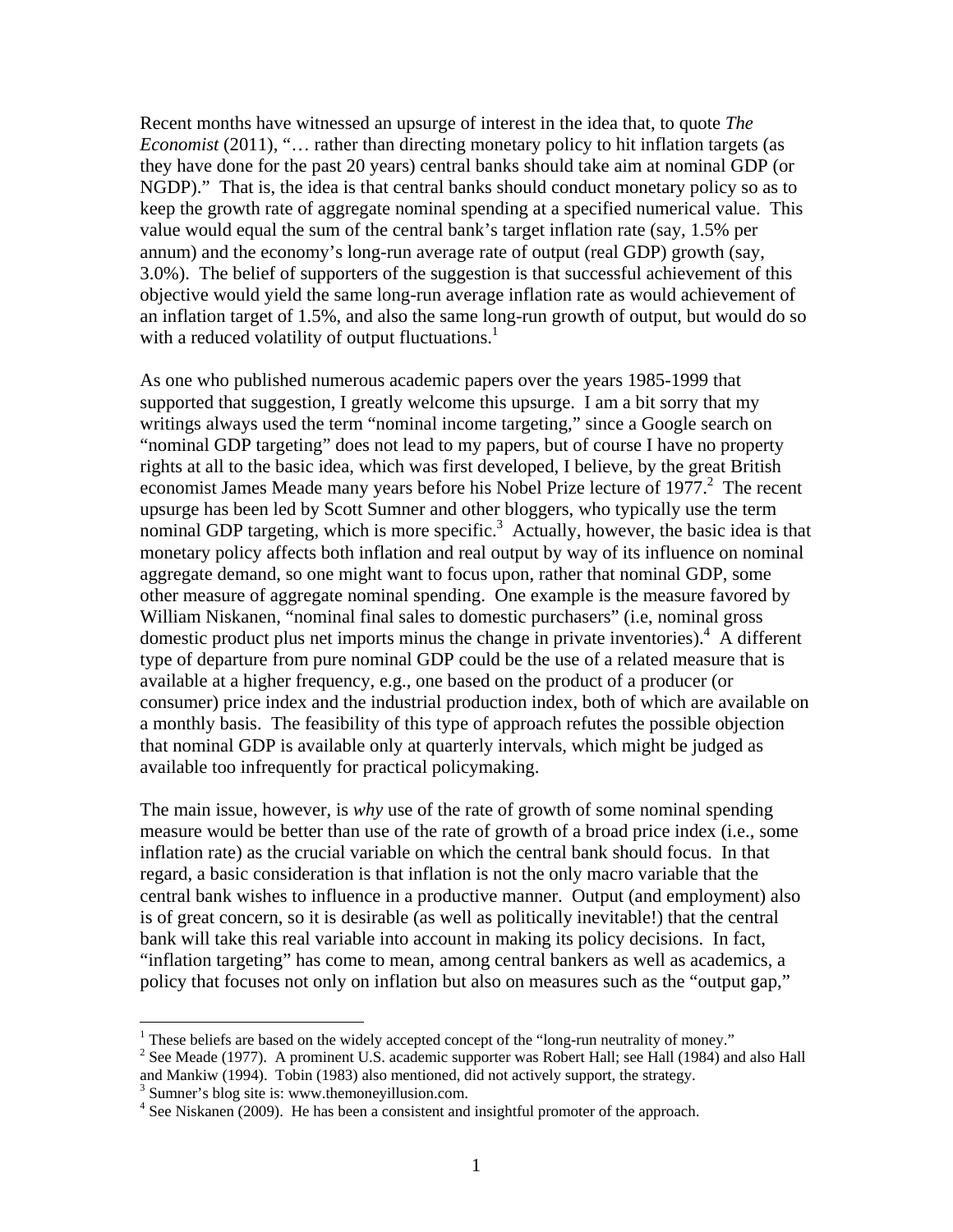Recent months have witnessed an upsurge of interest in the idea that, to quote *The Economist* (2011), "… rather than directing monetary policy to hit inflation targets (as they have done for the past 20 years) central banks should take aim at nominal GDP (or NGDP)." That is, the idea is that central banks should conduct monetary policy so as to keep the growth rate of aggregate nominal spending at a specified numerical value. This value would equal the sum of the central bank's target inflation rate (say, 1.5% per annum) and the economy's long-run average rate of output (real GDP) growth (say, 3.0%). The belief of supporters of the suggestion is that successful achievement of this objective would yield the same long-run average inflation rate as would achievement of an inflation target of 1.5%, and also the same long-run growth of output, but would do so with a reduced volatility of output fluctuations.[1]

As one who published numerous academic papers over the years 1985-1999 that supported that suggestion, I greatly welcome this upsurge. I am a bit sorry that my writings always used the term "nominal income targeting," since a Google search on "nominal GDP targeting" does not lead to my papers, but of course I have no property rights at all to the basic idea, which was first developed, I believe, by the great British economist James Meade many years before his Nobel Prize lecture of 1977.[2] The recent upsurge has been led by Scott Sumner and other bloggers, who typically use the term nominal GDP targeting, which is more specific.[3] Actually, however, the basic idea is that monetary policy affects both inflation and real output by way of its influence on nominal aggregate demand, so one might want to focus upon, rather that nominal GDP, some other measure of aggregate nominal spending. One example is the measure favored by William Niskanen, "nominal final sales to domestic purchasers" (i.e, nominal gross domestic product plus net imports minus the change in private inventories).[4] A different type of departure from pure nominal GDP could be the use of a related measure that is available at a higher frequency, e.g., one based on the product of a producer (or consumer) price index and the industrial production index, both of which are available on a monthly basis. The feasibility of this type of approach refutes the possible objection that nominal GDP is available only at quarterly intervals, which might be judged as available too infrequently for practical policymaking.

The main issue, however, is *why* use of the rate of growth of some nominal spending measure would be better than use of the rate of growth of a broad price index (i.e., some inflation rate) as the crucial variable on which the central bank should focus. In that regard, a basic consideration is that inflation is not the only macro variable that the central bank wishes to influence in a productive manner. Output (and employment) also is of great concern, so it is desirable (as well as politically inevitable!) that the central bank will take this real variable into account in making its policy decisions. In fact, "inflation targeting" has come to mean, among central bankers as well as academics, a policy that focuses not only on inflation but also on measures such as the "output gap,"

---

[1] These beliefs are based on the widely accepted concept of the "long-run neutrality of money."

[2] See Meade (1977). A prominent U.S. academic supporter was Robert Hall; see Hall (1984) and also Hall and Mankiw (1994). Tobin (1983) also mentioned, did not actively support, the strategy.

[3] Sumner's blog site is: www.themoneyillusion.com.

[4] See Niskanen (2009). He has been a consistent and insightful promoter of the approach.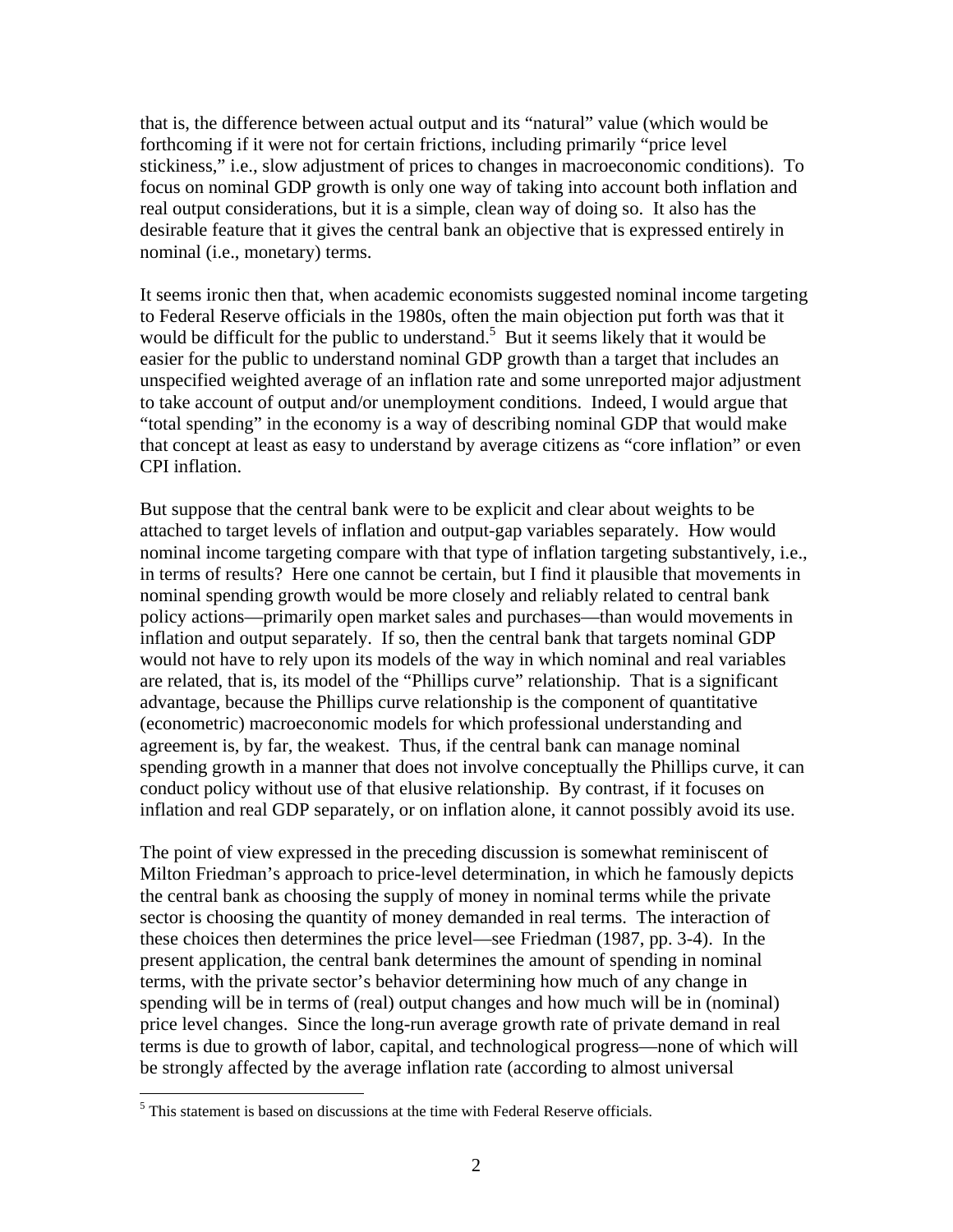that is, the difference between actual output and its "natural" value (which would be forthcoming if it were not for certain frictions, including primarily "price level stickiness," i.e., slow adjustment of prices to changes in macroeconomic conditions). To focus on nominal GDP growth is only one way of taking into account both inflation and real output considerations, but it is a simple, clean way of doing so. It also has the desirable feature that it gives the central bank an objective that is expressed entirely in nominal (i.e., monetary) terms.

It seems ironic then that, when academic economists suggested nominal income targeting to Federal Reserve officials in the 1980s, often the main objection put forth was that it would be difficult for the public to understand.[5] But it seems likely that it would be easier for the public to understand nominal GDP growth than a target that includes an unspecified weighted average of an inflation rate and some unreported major adjustment to take account of output and/or unemployment conditions. Indeed, I would argue that "total spending" in the economy is a way of describing nominal GDP that would make that concept at least as easy to understand by average citizens as "core inflation" or even CPI inflation.

But suppose that the central bank were to be explicit and clear about weights to be attached to target levels of inflation and output-gap variables separately. How would nominal income targeting compare with that type of inflation targeting substantively, i.e., in terms of results? Here one cannot be certain, but I find it plausible that movements in nominal spending growth would be more closely and reliably related to central bank policy actions—primarily open market sales and purchases—than would movements in inflation and output separately. If so, then the central bank that targets nominal GDP would not have to rely upon its models of the way in which nominal and real variables are related, that is, its model of the "Phillips curve" relationship. That is a significant advantage, because the Phillips curve relationship is the component of quantitative (econometric) macroeconomic models for which professional understanding and agreement is, by far, the weakest. Thus, if the central bank can manage nominal spending growth in a manner that does not involve conceptually the Phillips curve, it can conduct policy without use of that elusive relationship. By contrast, if it focuses on inflation and real GDP separately, or on inflation alone, it cannot possibly avoid its use.

The point of view expressed in the preceding discussion is somewhat reminiscent of Milton Friedman's approach to price-level determination, in which he famously depicts the central bank as choosing the supply of money in nominal terms while the private sector is choosing the quantity of money demanded in real terms. The interaction of these choices then determines the price level—see Friedman (1987, pp. 3-4). In the present application, the central bank determines the amount of spending in nominal terms, with the private sector's behavior determining how much of any change in spending will be in terms of (real) output changes and how much will be in (nominal) price level changes. Since the long-run average growth rate of private demand in real terms is due to growth of labor, capital, and technological progress—none of which will be strongly affected by the average inflation rate (according to almost universal

---

[5] This statement is based on discussions at the time with Federal Reserve officials.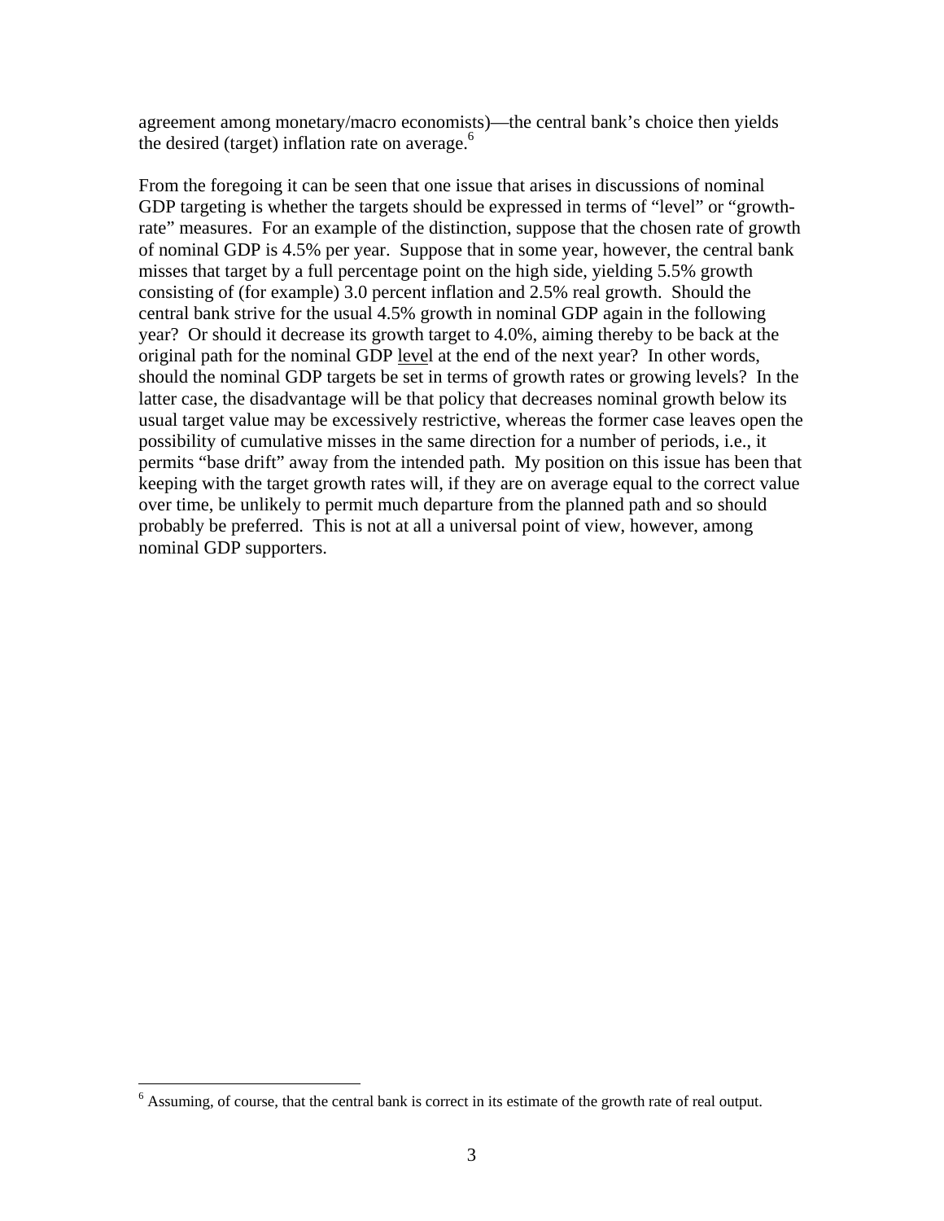agreement among monetary/macro economists)—the central bank's choice then yields the desired (target) inflation rate on average.[6]

From the foregoing it can be seen that one issue that arises in discussions of nominal GDP targeting is whether the targets should be expressed in terms of "level" or "growth-rate" measures. For an example of the distinction, suppose that the chosen rate of growth of nominal GDP is 4.5% per year. Suppose that in some year, however, the central bank misses that target by a full percentage point on the high side, yielding 5.5% growth consisting of (for example) 3.0 percent inflation and 2.5% real growth. Should the central bank strive for the usual 4.5% growth in nominal GDP again in the following year? Or should it decrease its growth target to 4.0%, aiming thereby to be back at the original path for the nominal GDP level at the end of the next year? In other words, should the nominal GDP targets be set in terms of growth rates or growing levels? In the latter case, the disadvantage will be that policy that decreases nominal growth below its usual target value may be excessively restrictive, whereas the former case leaves open the possibility of cumulative misses in the same direction for a number of periods, i.e., it permits "base drift" away from the intended path. My position on this issue has been that keeping with the target growth rates will, if they are on average equal to the correct value over time, be unlikely to permit much departure from the planned path and so should probably be preferred. This is not at all a universal point of view, however, among nominal GDP supporters.

[6] Assuming, of course, that the central bank is correct in its estimate of the growth rate of real output.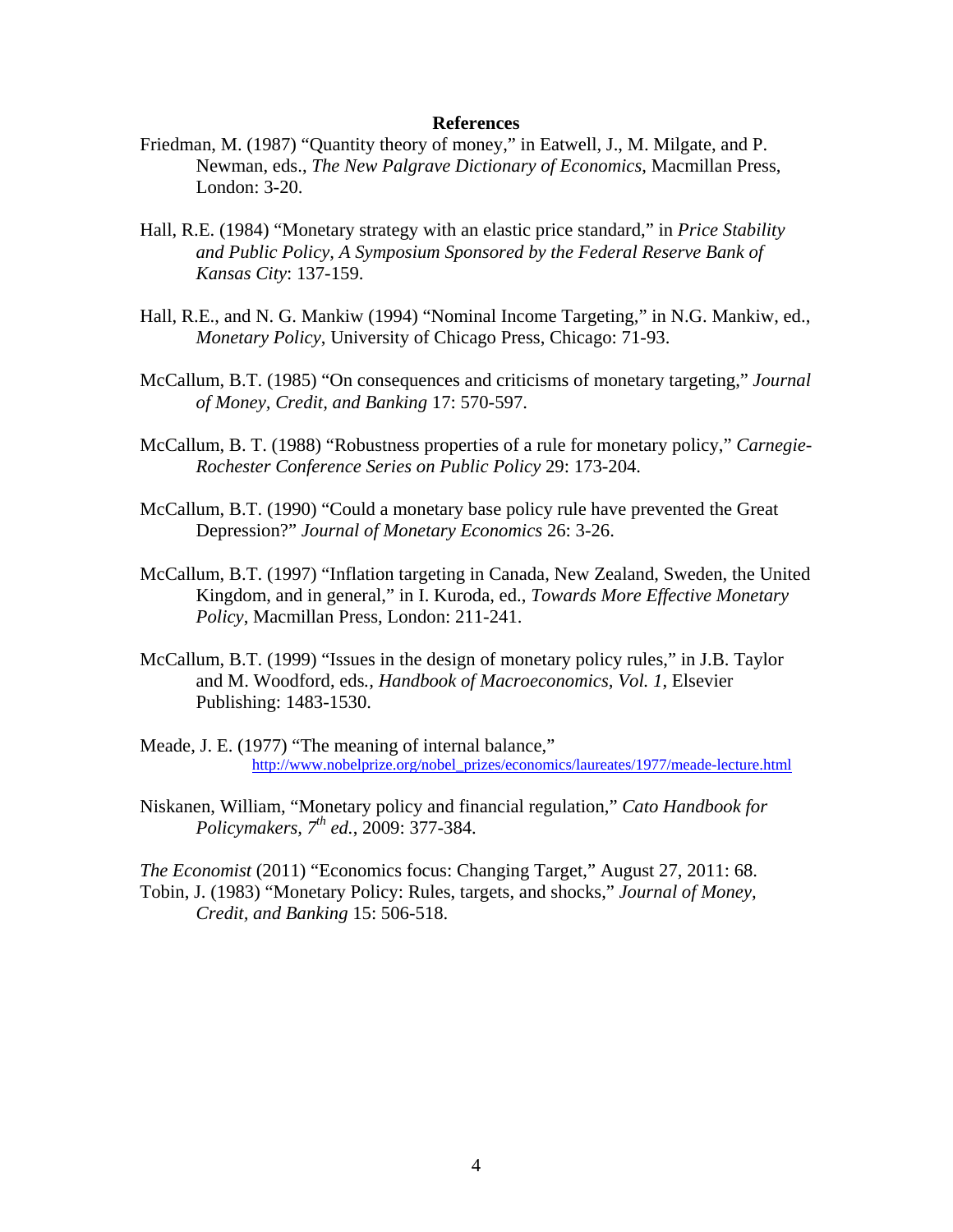## References

Friedman, M. (1987) "Quantity theory of money," in Eatwell, J., M. Milgate, and P. Newman, eds., *The New Palgrave Dictionary of Economics*, Macmillan Press, London: 3-20.

Hall, R.E. (1984) "Monetary strategy with an elastic price standard," in *Price Stability and Public Policy, A Symposium Sponsored by the Federal Reserve Bank of Kansas City*: 137-159.

Hall, R.E., and N. G. Mankiw (1994) "Nominal Income Targeting," in N.G. Mankiw, ed., *Monetary Policy*, University of Chicago Press, Chicago: 71-93.

McCallum, B.T. (1985) "On consequences and criticisms of monetary targeting," *Journal of Money, Credit, and Banking* 17: 570-597.

McCallum, B. T. (1988) "Robustness properties of a rule for monetary policy," *Carnegie-Rochester Conference Series on Public Policy* 29: 173-204.

McCallum, B.T. (1990) "Could a monetary base policy rule have prevented the Great Depression?" *Journal of Monetary Economics* 26: 3-26.

McCallum, B.T. (1997) "Inflation targeting in Canada, New Zealand, Sweden, the United Kingdom, and in general," in I. Kuroda, ed., *Towards More Effective Monetary Policy*, Macmillan Press, London: 211-241.

McCallum, B.T. (1999) "Issues in the design of monetary policy rules," in J.B. Taylor and M. Woodford, eds*., Handbook of Macroeconomics, Vol. 1*, Elsevier Publishing: 1483-1530.

Meade, J. E. (1977) "The meaning of internal balance," http://www.nobelprize.org/nobel_prizes/economics/laureates/1977/meade-lecture.html

Niskanen, William, "Monetary policy and financial regulation," *Cato Handbook for Policymakers, 7th ed.*, 2009: 377-384.

*The Economist* (2011) "Economics focus: Changing Target," August 27, 2011: 68.

Tobin, J. (1983) "Monetary Policy: Rules, targets, and shocks," *Journal of Money, Credit, and Banking* 15: 506-518.